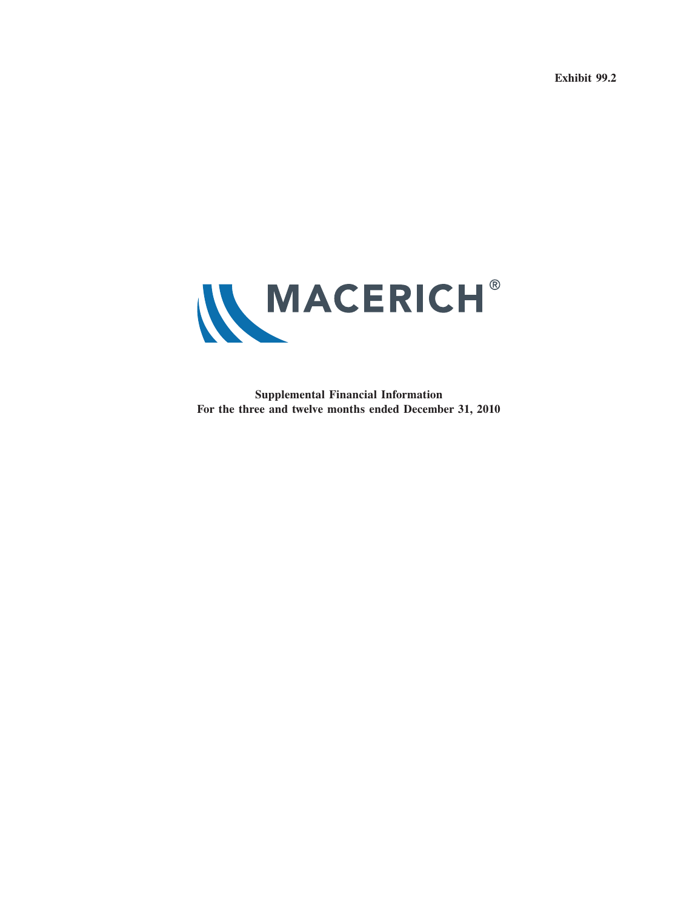Exhibit 99.2

MACERICH®

**Supplemental Financial Information**
**For the three and twelve months ended December 31, 2010**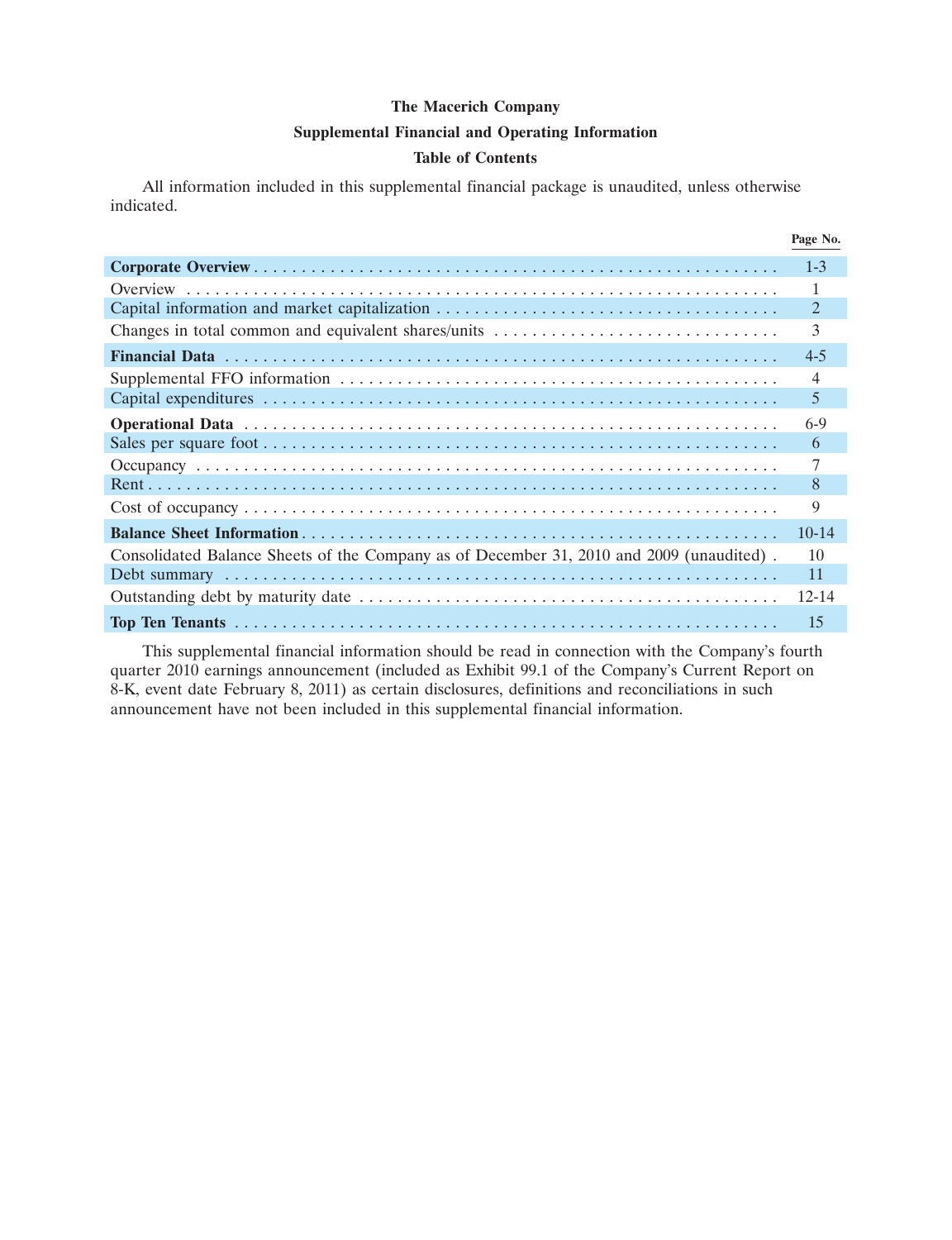**The Macerich Company**

**Supplemental Financial and Operating Information**

**Table of Contents**

All information included in this supplemental financial package is unaudited, unless otherwise indicated.

| | Page No. |
|---|---|
| **Corporate Overview** | 1-3 |
| Overview | 1 |
| Capital information and market capitalization | 2 |
| Changes in total common and equivalent shares/units | 3 |
| **Financial Data** | 4-5 |
| Supplemental FFO information | 4 |
| Capital expenditures | 5 |
| **Operational Data** | 6-9 |
| Sales per square foot | 6 |
| Occupancy | 7 |
| Rent | 8 |
| Cost of occupancy | 9 |
| **Balance Sheet Information** | 10-14 |
| Consolidated Balance Sheets of the Company as of December 31, 2010 and 2009 (unaudited) | 10 |
| Debt summary | 11 |
| Outstanding debt by maturity date | 12-14 |
| **Top Ten Tenants** | 15 |

This supplemental financial information should be read in connection with the Company's fourth quarter 2010 earnings announcement (included as Exhibit 99.1 of the Company's Current Report on 8-K, event date February 8, 2011) as certain disclosures, definitions and reconciliations in such announcement have not been included in this supplemental financial information.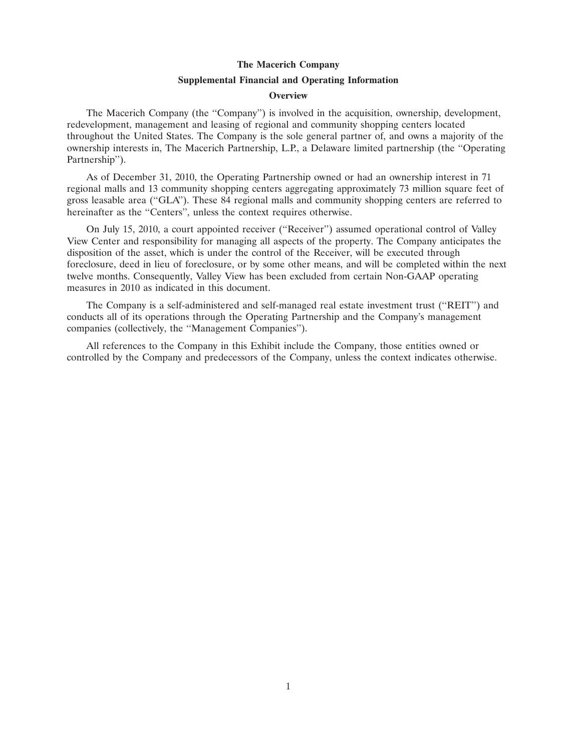# The Macerich Company

## Supplemental Financial and Operating Information

### Overview

The Macerich Company (the ''Company'') is involved in the acquisition, ownership, development, redevelopment, management and leasing of regional and community shopping centers located throughout the United States. The Company is the sole general partner of, and owns a majority of the ownership interests in, The Macerich Partnership, L.P., a Delaware limited partnership (the ''Operating Partnership'').

As of December 31, 2010, the Operating Partnership owned or had an ownership interest in 71 regional malls and 13 community shopping centers aggregating approximately 73 million square feet of gross leasable area (''GLA''). These 84 regional malls and community shopping centers are referred to hereinafter as the ''Centers'', unless the context requires otherwise.

On July 15, 2010, a court appointed receiver (''Receiver'') assumed operational control of Valley View Center and responsibility for managing all aspects of the property. The Company anticipates the disposition of the asset, which is under the control of the Receiver, will be executed through foreclosure, deed in lieu of foreclosure, or by some other means, and will be completed within the next twelve months. Consequently, Valley View has been excluded from certain Non-GAAP operating measures in 2010 as indicated in this document.

The Company is a self-administered and self-managed real estate investment trust (''REIT'') and conducts all of its operations through the Operating Partnership and the Company's management companies (collectively, the ''Management Companies'').

All references to the Company in this Exhibit include the Company, those entities owned or controlled by the Company and predecessors of the Company, unless the context indicates otherwise.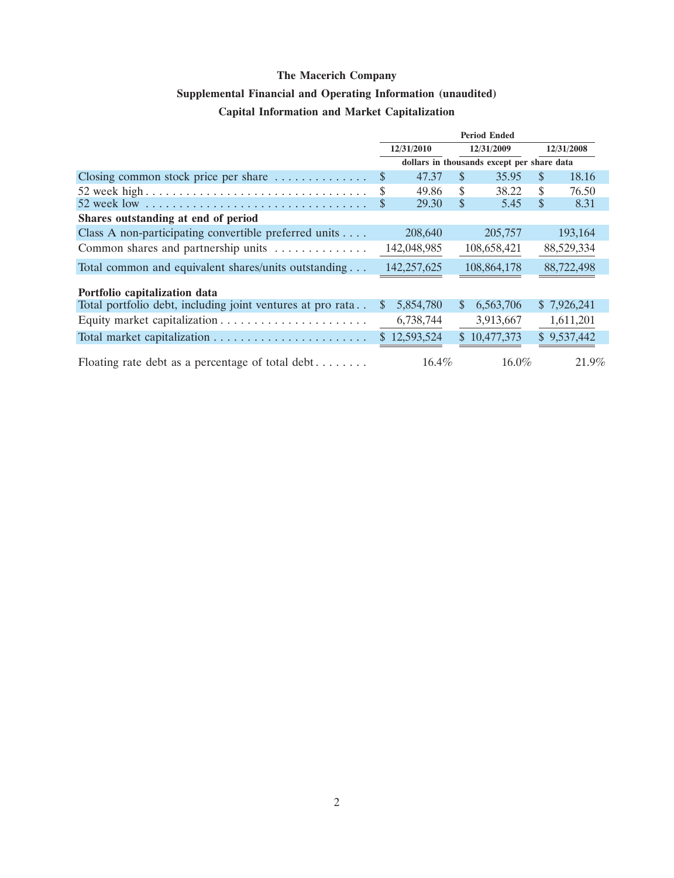**The Macerich Company**

**Supplemental Financial and Operating Information (unaudited)**

**Capital Information and Market Capitalization**

| | Period Ended | | |
|---|---|---|---|
| | 12/31/2010 | 12/31/2009 | 12/31/2008 |
| | dollars in thousands except per share data | | |
| Closing common stock price per share | $ 47.37 | $ 35.95 | $ 18.16 |
| 52 week high | $ 49.86 | $ 38.22 | $ 76.50 |
| 52 week low | $ 29.30 | $ 5.45 | $ 8.31 |
| **Shares outstanding at end of period** | | | |
| Class A non-participating convertible preferred units | 208,640 | 205,757 | 193,164 |
| Common shares and partnership units | 142,048,985 | 108,658,421 | 88,529,334 |
| Total common and equivalent shares/units outstanding | 142,257,625 | 108,864,178 | 88,722,498 |
| **Portfolio capitalization data** | | | |
| Total portfolio debt, including joint ventures at pro rata | $ 5,854,780 | $ 6,563,706 | $ 7,926,241 |
| Equity market capitalization | 6,738,744 | 3,913,667 | 1,611,201 |
| Total market capitalization | $ 12,593,524 | $ 10,477,373 | $ 9,537,442 |
| Floating rate debt as a percentage of total debt | 16.4% | 16.0% | 21.9% |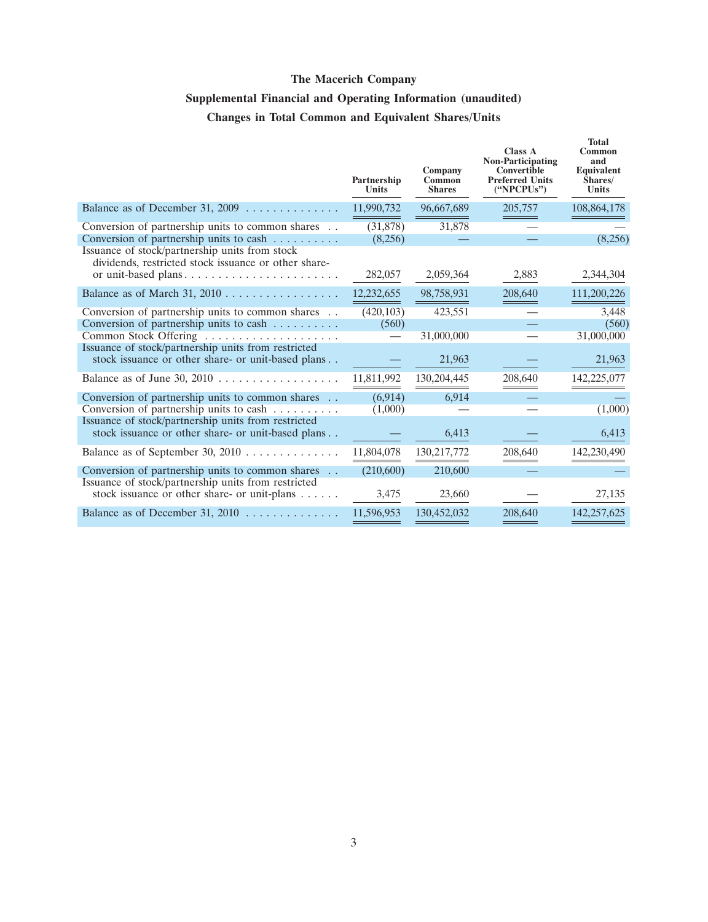# The Macerich Company

## Supplemental Financial and Operating Information (unaudited)

## Changes in Total Common and Equivalent Shares/Units

| | Partnership Units | Company Common Shares | Class A Non-Participating Convertible Preferred Units ("NPCPUs") | Total Common and Equivalent Shares/ Units |
|---|---|---|---|---|
| Balance as of December 31, 2009 | 11,990,732 | 96,667,689 | 205,757 | 108,864,178 |
| Conversion of partnership units to common shares | (31,878) | 31,878 | — | — |
| Conversion of partnership units to cash | (8,256) | — | — | (8,256) |
| Issuance of stock/partnership units from stock dividends, restricted stock issuance or other share- or unit-based plans | 282,057 | 2,059,364 | 2,883 | 2,344,304 |
| Balance as of March 31, 2010 | 12,232,655 | 98,758,931 | 208,640 | 111,200,226 |
| Conversion of partnership units to common shares | (420,103) | 423,551 | — | 3,448 |
| Conversion of partnership units to cash | (560) | | — | (560) |
| Common Stock Offering | — | 31,000,000 | — | 31,000,000 |
| Issuance of stock/partnership units from restricted stock issuance or other share- or unit-based plans | — | 21,963 | — | 21,963 |
| Balance as of June 30, 2010 | 11,811,992 | 130,204,445 | 208,640 | 142,225,077 |
| Conversion of partnership units to common shares | (6,914) | 6,914 | — | — |
| Conversion of partnership units to cash | (1,000) | — | — | (1,000) |
| Issuance of stock/partnership units from restricted stock issuance or other share- or unit-based plans | — | 6,413 | — | 6,413 |
| Balance as of September 30, 2010 | 11,804,078 | 130,217,772 | 208,640 | 142,230,490 |
| Conversion of partnership units to common shares | (210,600) | 210,600 | — | — |
| Issuance of stock/partnership units from restricted stock issuance or other share- or unit-plans | 3,475 | 23,660 | — | 27,135 |
| Balance as of December 31, 2010 | 11,596,953 | 130,452,032 | 208,640 | 142,257,625 |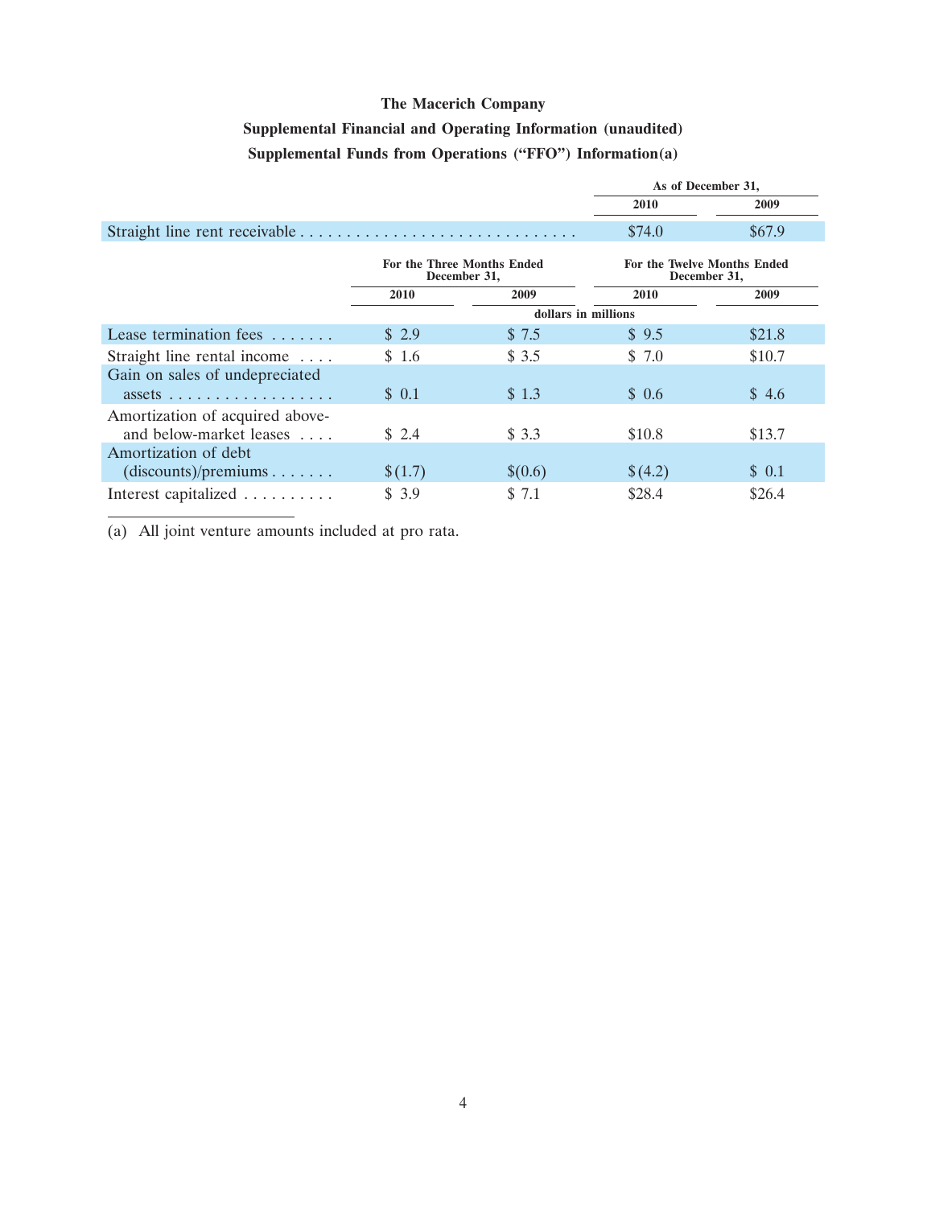**The Macerich Company**

**Supplemental Financial and Operating Information (unaudited)**

**Supplemental Funds from Operations ("FFO") Information(a)**

| | As of December 31, | |
|---|---|---|
| | 2010 | 2009 |
| Straight line rent receivable | $74.0 | $67.9 |

| | For the Three Months Ended December 31, | | For the Twelve Months Ended December 31, | |
|---|---|---|---|---|
| | 2010 | 2009 | 2010 | 2009 |
| | dollars in millions | | | |
| Lease termination fees | $ 2.9 | $ 7.5 | $ 9.5 | $21.8 |
| Straight line rental income | $ 1.6 | $ 3.5 | $ 7.0 | $10.7 |
| Gain on sales of undepreciated assets | $ 0.1 | $ 1.3 | $ 0.6 | $ 4.6 |
| Amortization of acquired above- and below-market leases | $ 2.4 | $ 3.3 | $10.8 | $13.7 |
| Amortization of debt (discounts)/premiums | $(1.7) | $(0.6) | $(4.2) | $ 0.1 |
| Interest capitalized | $ 3.9 | $ 7.1 | $28.4 | $26.4 |

(a) All joint venture amounts included at pro rata.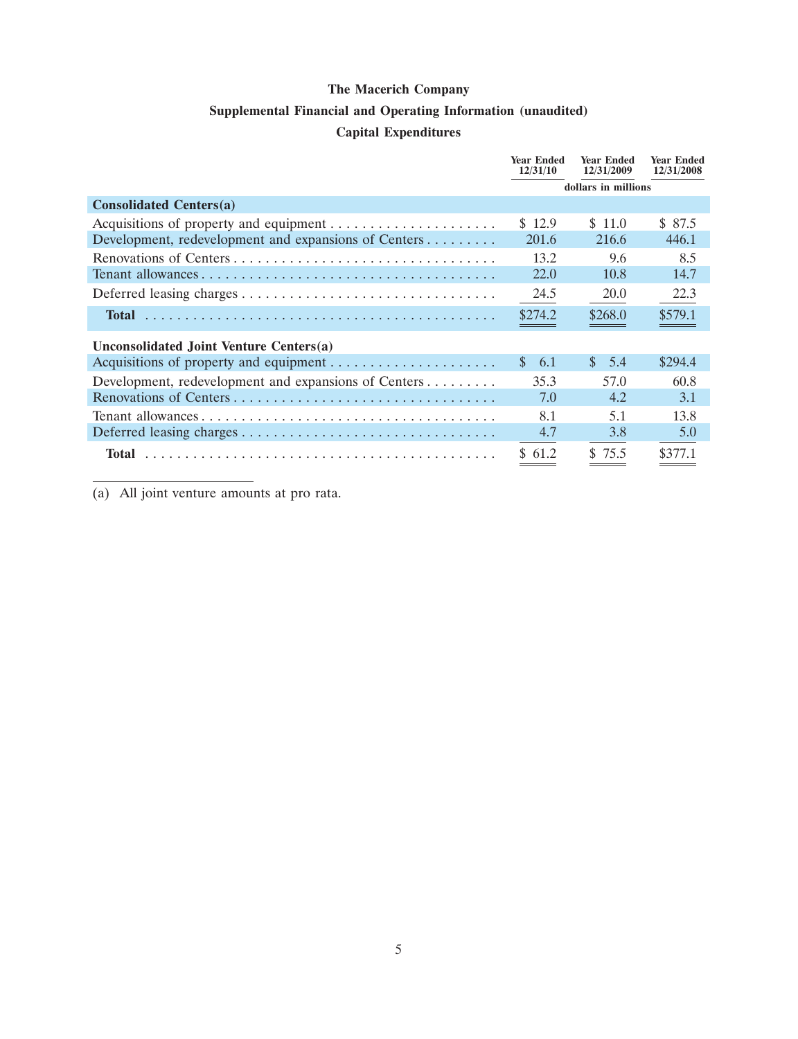# The Macerich Company

## Supplemental Financial and Operating Information (unaudited)

### Capital Expenditures

| | Year Ended 12/31/10 | Year Ended 12/31/2009 | Year Ended 12/31/2008 |
|---|---|---|---|
| | dollars in millions | | |
| **Consolidated Centers(a)** | | | |
| Acquisitions of property and equipment | $ 12.9 | $ 11.0 | $ 87.5 |
| Development, redevelopment and expansions of Centers | 201.6 | 216.6 | 446.1 |
| Renovations of Centers | 13.2 | 9.6 | 8.5 |
| Tenant allowances | 22.0 | 10.8 | 14.7 |
| Deferred leasing charges | 24.5 | 20.0 | 22.3 |
| **Total** | $274.2 | $268.0 | $579.1 |
| **Unconsolidated Joint Venture Centers(a)** | | | |
| Acquisitions of property and equipment | $ 6.1 | $ 5.4 | $294.4 |
| Development, redevelopment and expansions of Centers | 35.3 | 57.0 | 60.8 |
| Renovations of Centers | 7.0 | 4.2 | 3.1 |
| Tenant allowances | 8.1 | 5.1 | 13.8 |
| Deferred leasing charges | 4.7 | 3.8 | 5.0 |
| **Total** | $ 61.2 | $ 75.5 | $377.1 |

(a) All joint venture amounts at pro rata.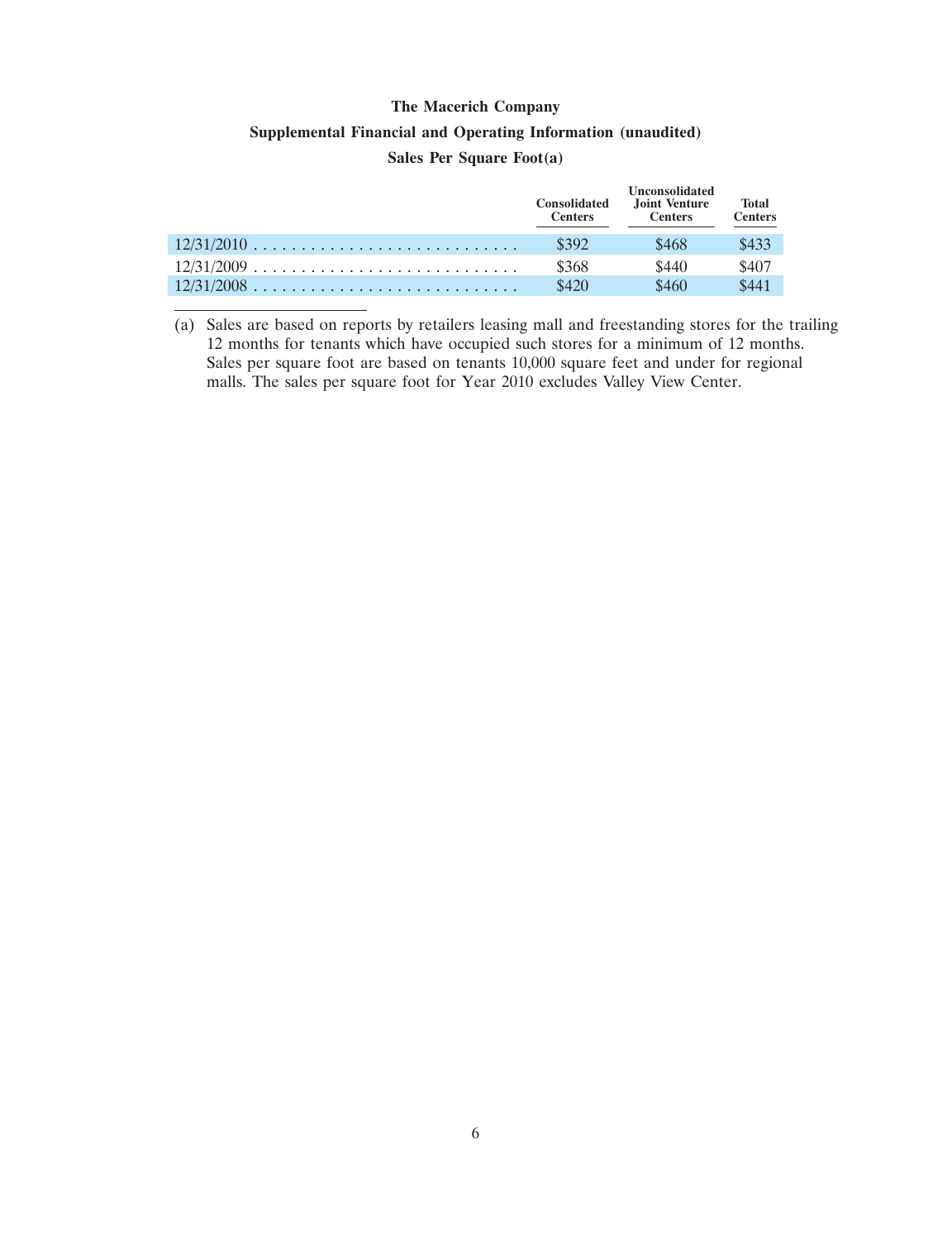**The Macerich Company**

**Supplemental Financial and Operating Information (unaudited)**

**Sales Per Square Foot(a)**

| | Consolidated Centers | Unconsolidated Joint Venture Centers | Total Centers |
|---|---|---|---|
| 12/31/2010 | $392 | $468 | $433 |
| 12/31/2009 | $368 | $440 | $407 |
| 12/31/2008 | $420 | $460 | $441 |

(a) Sales are based on reports by retailers leasing mall and freestanding stores for the trailing 12 months for tenants which have occupied such stores for a minimum of 12 months. Sales per square foot are based on tenants 10,000 square feet and under for regional malls. The sales per square foot for Year 2010 excludes Valley View Center.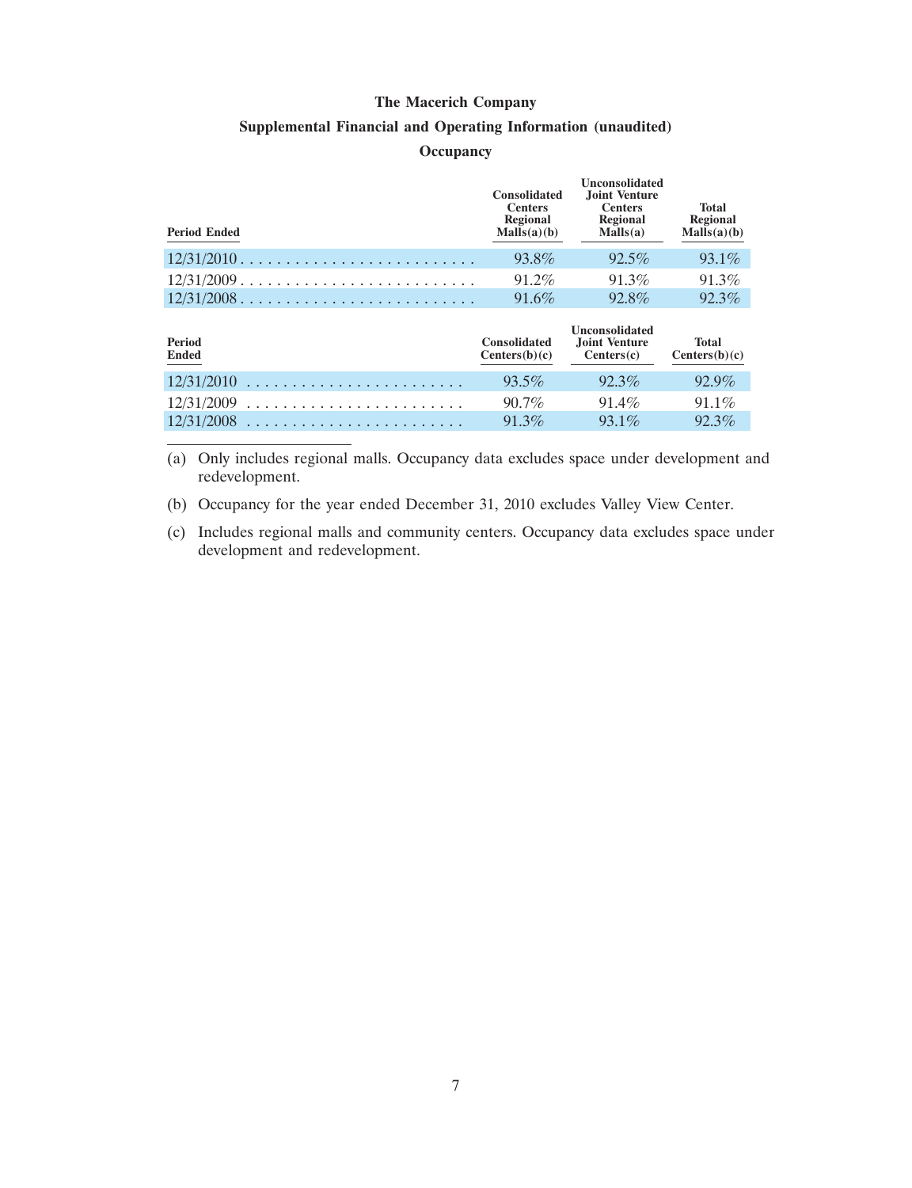# The Macerich Company

## Supplemental Financial and Operating Information (unaudited)

### Occupancy

| Period Ended | Consolidated Centers Regional Malls(a)(b) | Unconsolidated Joint Venture Centers Regional Malls(a) | Total Regional Malls(a)(b) |
|---|---|---|---|
| 12/31/2010 | 93.8% | 92.5% | 93.1% |
| 12/31/2009 | 91.2% | 91.3% | 91.3% |
| 12/31/2008 | 91.6% | 92.8% | 92.3% |

| Period Ended | Consolidated Centers(b)(c) | Unconsolidated Joint Venture Centers(c) | Total Centers(b)(c) |
|---|---|---|---|
| 12/31/2010 | 93.5% | 92.3% | 92.9% |
| 12/31/2009 | 90.7% | 91.4% | 91.1% |
| 12/31/2008 | 91.3% | 93.1% | 92.3% |

(a) Only includes regional malls. Occupancy data excludes space under development and redevelopment.

(b) Occupancy for the year ended December 31, 2010 excludes Valley View Center.

(c) Includes regional malls and community centers. Occupancy data excludes space under development and redevelopment.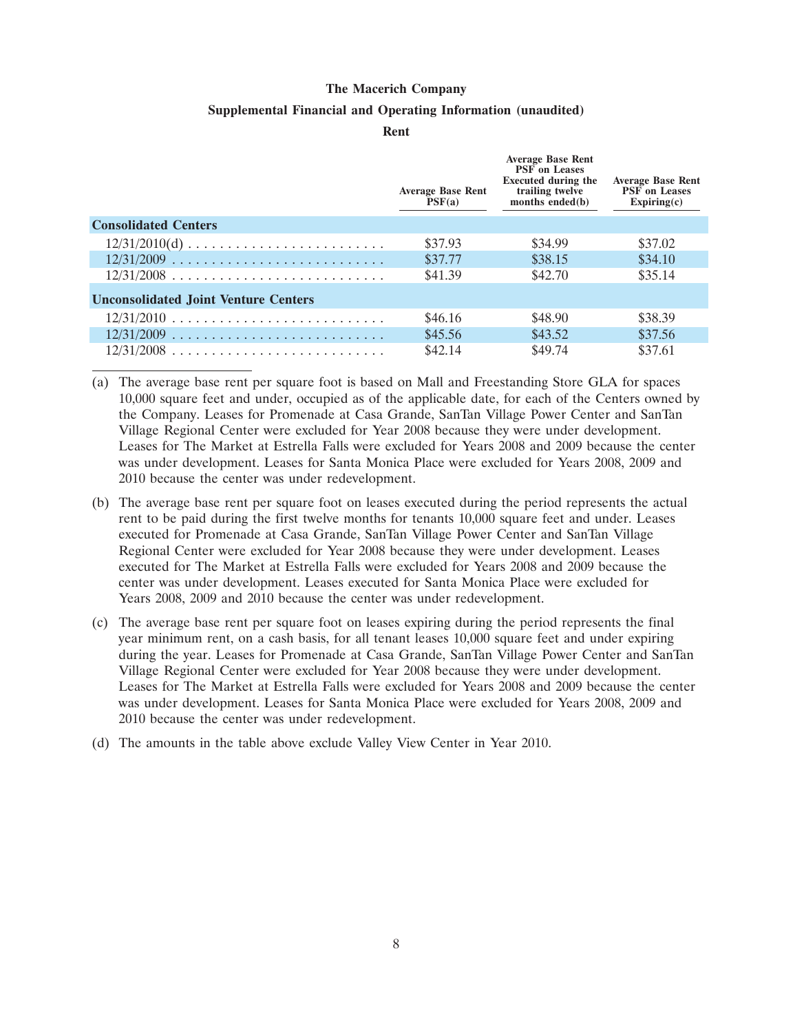**The Macerich Company**

**Supplemental Financial and Operating Information (unaudited)**

**Rent**

| | Average Base Rent PSF(a) | Average Base Rent PSF on Leases Executed during the trailing twelve months ended(b) | Average Base Rent PSF on Leases Expiring(c) |
|---|---|---|---|
| **Consolidated Centers** | | | |
| 12/31/2010(d) | $37.93 | $34.99 | $37.02 |
| 12/31/2009 | $37.77 | $38.15 | $34.10 |
| 12/31/2008 | $41.39 | $42.70 | $35.14 |
| **Unconsolidated Joint Venture Centers** | | | |
| 12/31/2010 | $46.16 | $48.90 | $38.39 |
| 12/31/2009 | $45.56 | $43.52 | $37.56 |
| 12/31/2008 | $42.14 | $49.74 | $37.61 |

(a) The average base rent per square foot is based on Mall and Freestanding Store GLA for spaces 10,000 square feet and under, occupied as of the applicable date, for each of the Centers owned by the Company. Leases for Promenade at Casa Grande, SanTan Village Power Center and SanTan Village Regional Center were excluded for Year 2008 because they were under development. Leases for The Market at Estrella Falls were excluded for Years 2008 and 2009 because the center was under development. Leases for Santa Monica Place were excluded for Years 2008, 2009 and 2010 because the center was under redevelopment.

(b) The average base rent per square foot on leases executed during the period represents the actual rent to be paid during the first twelve months for tenants 10,000 square feet and under. Leases executed for Promenade at Casa Grande, SanTan Village Power Center and SanTan Village Regional Center were excluded for Year 2008 because they were under development. Leases executed for The Market at Estrella Falls were excluded for Years 2008 and 2009 because the center was under development. Leases executed for Santa Monica Place were excluded for Years 2008, 2009 and 2010 because the center was under redevelopment.

(c) The average base rent per square foot on leases expiring during the period represents the final year minimum rent, on a cash basis, for all tenant leases 10,000 square feet and under expiring during the year. Leases for Promenade at Casa Grande, SanTan Village Power Center and SanTan Village Regional Center were excluded for Year 2008 because they were under development. Leases for The Market at Estrella Falls were excluded for Years 2008 and 2009 because the center was under development. Leases for Santa Monica Place were excluded for Years 2008, 2009 and 2010 because the center was under redevelopment.

(d) The amounts in the table above exclude Valley View Center in Year 2010.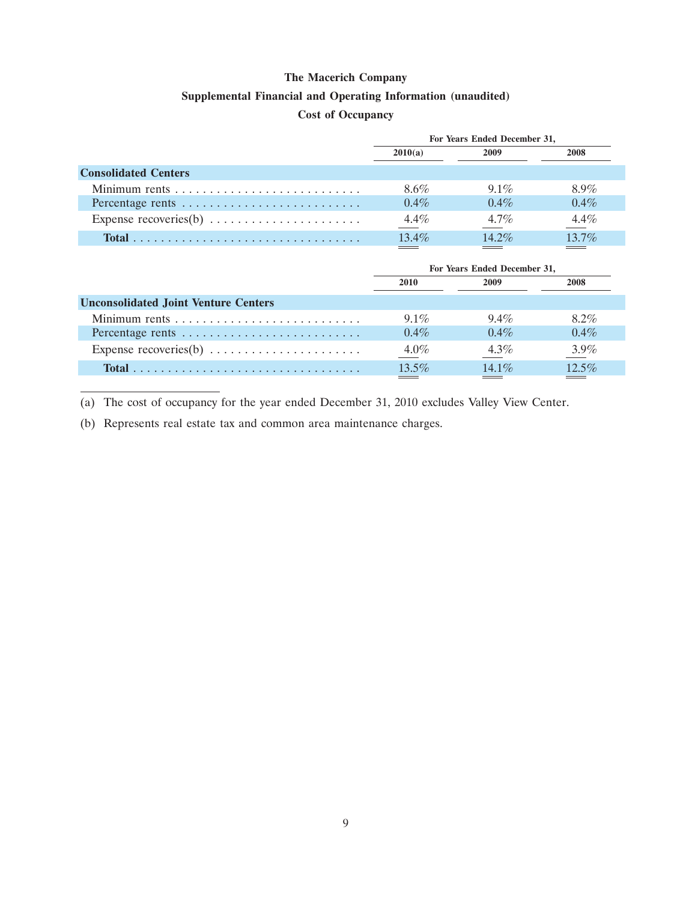**The Macerich Company**

**Supplemental Financial and Operating Information (unaudited)**

**Cost of Occupancy**

| | For Years Ended December 31, | | |
|---|---|---|---|
| | 2010(a) | 2009 | 2008 |
| **Consolidated Centers** | | | |
| Minimum rents | 8.6% | 9.1% | 8.9% |
| Percentage rents | 0.4% | 0.4% | 0.4% |
| Expense recoveries(b) | 4.4% | 4.7% | 4.4% |
| **Total** | 13.4% | 14.2% | 13.7% |

| | For Years Ended December 31, | | |
|---|---|---|---|
| | 2010 | 2009 | 2008 |
| **Unconsolidated Joint Venture Centers** | | | |
| Minimum rents | 9.1% | 9.4% | 8.2% |
| Percentage rents | 0.4% | 0.4% | 0.4% |
| Expense recoveries(b) | 4.0% | 4.3% | 3.9% |
| **Total** | 13.5% | 14.1% | 12.5% |

(a) The cost of occupancy for the year ended December 31, 2010 excludes Valley View Center.

(b) Represents real estate tax and common area maintenance charges.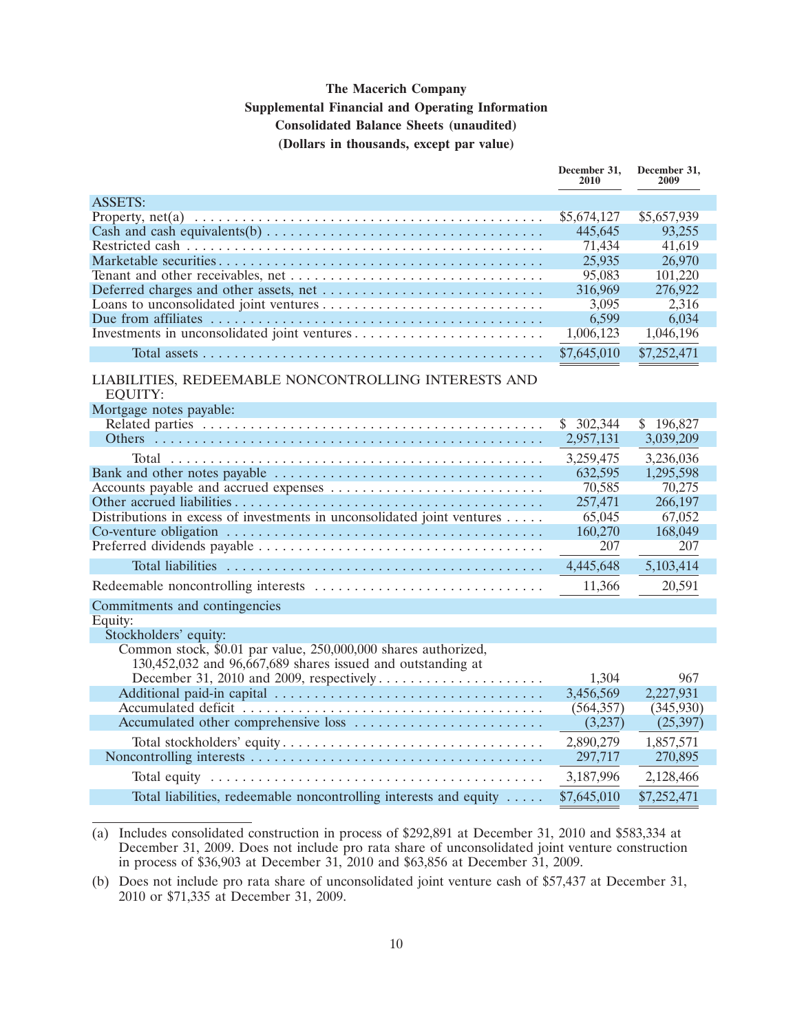# The Macerich Company

## Supplemental Financial and Operating Information

## Consolidated Balance Sheets (unaudited)

## (Dollars in thousands, except par value)

| | December 31, 2010 | December 31, 2009 |
|---|---|---|
| ASSETS: | | |
| Property, net(a) | $5,674,127 | $5,657,939 |
| Cash and cash equivalents(b) | 445,645 | 93,255 |
| Restricted cash | 71,434 | 41,619 |
| Marketable securities | 25,935 | 26,970 |
| Tenant and other receivables, net | 95,083 | 101,220 |
| Deferred charges and other assets, net | 316,969 | 276,922 |
| Loans to unconsolidated joint ventures | 3,095 | 2,316 |
| Due from affiliates | 6,599 | 6,034 |
| Investments in unconsolidated joint ventures | 1,006,123 | 1,046,196 |
| Total assets | $7,645,010 | $7,252,471 |
| LIABILITIES, REDEEMABLE NONCONTROLLING INTERESTS AND EQUITY: | | |
| Mortgage notes payable: | | |
| Related parties | $ 302,344 | $ 196,827 |
| Others | 2,957,131 | 3,039,209 |
| Total | 3,259,475 | 3,236,036 |
| Bank and other notes payable | 632,595 | 1,295,598 |
| Accounts payable and accrued expenses | 70,585 | 70,275 |
| Other accrued liabilities | 257,471 | 266,197 |
| Distributions in excess of investments in unconsolidated joint ventures | 65,045 | 67,052 |
| Co-venture obligation | 160,270 | 168,049 |
| Preferred dividends payable | 207 | 207 |
| Total liabilities | 4,445,648 | 5,103,414 |
| Redeemable noncontrolling interests | 11,366 | 20,591 |
| Commitments and contingencies | | |
| Equity: | | |
| Stockholders' equity: | | |
| Common stock, $0.01 par value, 250,000,000 shares authorized, 130,452,032 and 96,667,689 shares issued and outstanding at December 31, 2010 and 2009, respectively | 1,304 | 967 |
| Additional paid-in capital | 3,456,569 | 2,227,931 |
| Accumulated deficit | (564,357) | (345,930) |
| Accumulated other comprehensive loss | (3,237) | (25,397) |
| Total stockholders' equity | 2,890,279 | 1,857,571 |
| Noncontrolling interests | 297,717 | 270,895 |
| Total equity | 3,187,996 | 2,128,466 |
| Total liabilities, redeemable noncontrolling interests and equity | $7,645,010 | $7,252,471 |

(a) Includes consolidated construction in process of $292,891 at December 31, 2010 and $583,334 at December 31, 2009. Does not include pro rata share of unconsolidated joint venture construction in process of $36,903 at December 31, 2010 and $63,856 at December 31, 2009.

(b) Does not include pro rata share of unconsolidated joint venture cash of $57,437 at December 31, 2010 or $71,335 at December 31, 2009.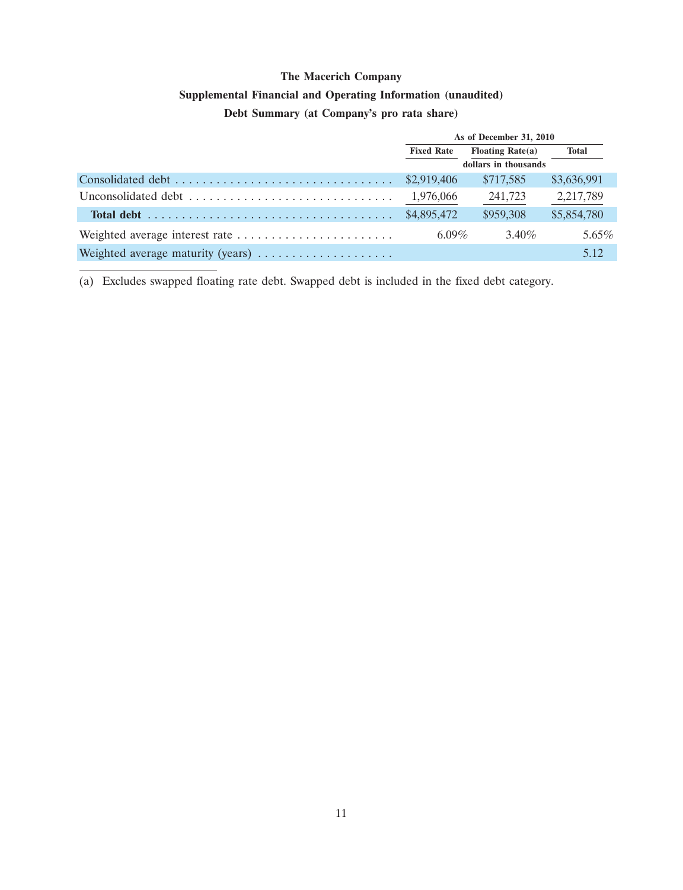**The Macerich Company**

**Supplemental Financial and Operating Information (unaudited)**

**Debt Summary (at Company's pro rata share)**

| | As of December 31, 2010 | | |
|---|---|---|---|
| | Fixed Rate | Floating Rate(a) | Total |
| | | dollars in thousands | |
| Consolidated debt | $2,919,406 | $717,585 | $3,636,991 |
| Unconsolidated debt | 1,976,066 | 241,723 | 2,217,789 |
| **Total debt** | $4,895,472 | $959,308 | $5,854,780 |
| Weighted average interest rate | 6.09% | 3.40% | 5.65% |
| Weighted average maturity (years) | | | 5.12 |

(a) Excludes swapped floating rate debt. Swapped debt is included in the fixed debt category.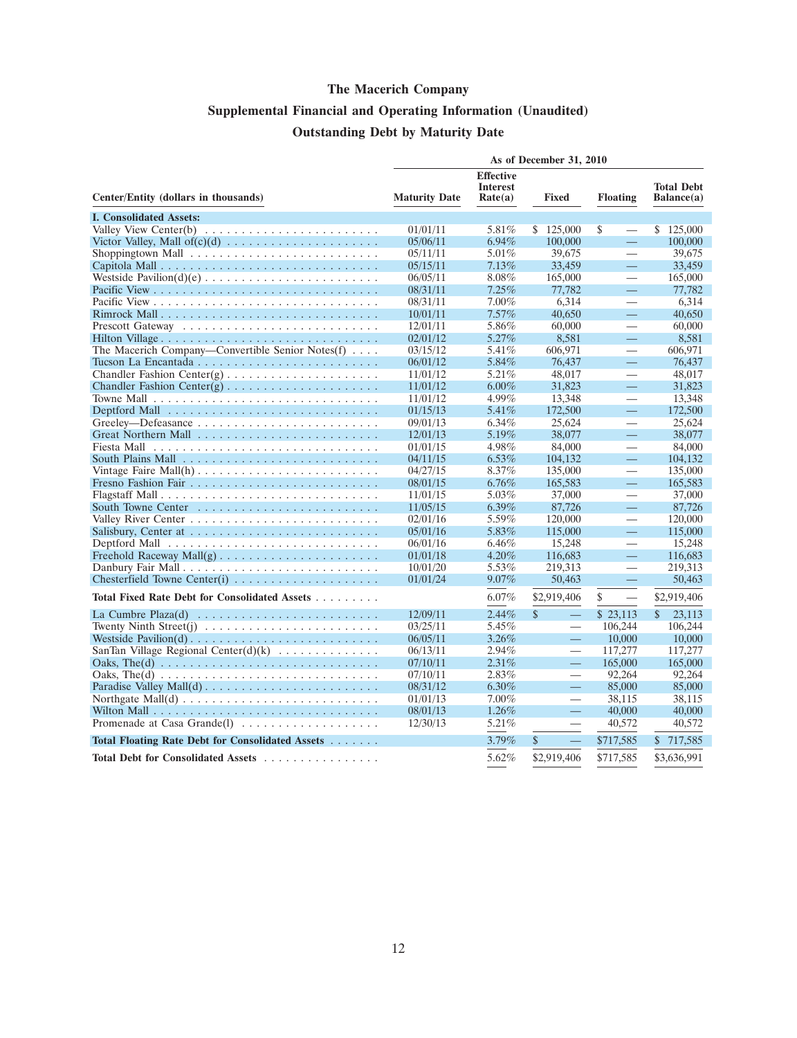# The Macerich Company

## Supplemental Financial and Operating Information (Unaudited)

## Outstanding Debt by Maturity Date

| Center/Entity (dollars in thousands) | As of December 31, 2010 | | | | |
|---|---|---|---|---|---|
| | Maturity Date | Effective Interest Rate(a) | Fixed | Floating | Total Debt Balance(a) |
| **I. Consolidated Assets:** | | | | | |
| Valley View Center(b) | 01/01/11 | 5.81% | $ 125,000 | $ — | $ 125,000 |
| Victor Valley, Mall of(c)(d) | 05/06/11 | 6.94% | 100,000 | — | 100,000 |
| Shoppingtown Mall | 05/11/11 | 5.01% | 39,675 | — | 39,675 |
| Capitola Mall | 05/15/11 | 7.13% | 33,459 | — | 33,459 |
| Westside Pavilion(d)(e) | 06/05/11 | 8.08% | 165,000 | — | 165,000 |
| Pacific View | 08/31/11 | 7.25% | 77,782 | — | 77,782 |
| Pacific View | 08/31/11 | 7.00% | 6,314 | — | 6,314 |
| Rimrock Mall | 10/01/11 | 7.57% | 40,650 | — | 40,650 |
| Prescott Gateway | 12/01/11 | 5.86% | 60,000 | — | 60,000 |
| Hilton Village | 02/01/12 | 5.27% | 8,581 | — | 8,581 |
| The Macerich Company—Convertible Senior Notes(f) | 03/15/12 | 5.41% | 606,971 | — | 606,971 |
| Tucson La Encantada | 06/01/12 | 5.84% | 76,437 | — | 76,437 |
| Chandler Fashion Center(g) | 11/01/12 | 5.21% | 48,017 | — | 48,017 |
| Chandler Fashion Center(g) | 11/01/12 | 6.00% | 31,823 | — | 31,823 |
| Towne Mall | 11/01/12 | 4.99% | 13,348 | — | 13,348 |
| Deptford Mall | 01/15/13 | 5.41% | 172,500 | — | 172,500 |
| Greeley—Defeasance | 09/01/13 | 6.34% | 25,624 | — | 25,624 |
| Great Northern Mall | 12/01/13 | 5.19% | 38,077 | — | 38,077 |
| Fiesta Mall | 01/01/15 | 4.98% | 84,000 | — | 84,000 |
| South Plains Mall | 04/11/15 | 6.53% | 104,132 | — | 104,132 |
| Vintage Faire Mall(h) | 04/27/15 | 8.37% | 135,000 | — | 135,000 |
| Fresno Fashion Fair | 08/01/15 | 6.76% | 165,583 | — | 165,583 |
| Flagstaff Mall | 11/01/15 | 5.03% | 37,000 | — | 37,000 |
| South Towne Center | 11/05/15 | 6.39% | 87,726 | — | 87,726 |
| Valley River Center | 02/01/16 | 5.59% | 120,000 | — | 120,000 |
| Salisbury, Center at | 05/01/16 | 5.83% | 115,000 | — | 115,000 |
| Deptford Mall | 06/01/16 | 6.46% | 15,248 | — | 15,248 |
| Freehold Raceway Mall(g) | 01/01/18 | 4.20% | 116,683 | — | 116,683 |
| Danbury Fair Mall | 10/01/20 | 5.53% | 219,313 | — | 219,313 |
| Chesterfield Towne Center(i) | 01/01/24 | 9.07% | 50,463 | — | 50,463 |
| **Total Fixed Rate Debt for Consolidated Assets** | | 6.07% | $2,919,406 | $ — | $2,919,406 |
| La Cumbre Plaza(d) | 12/09/11 | 2.44% | $ — | $ 23,113 | $ 23,113 |
| Twenty Ninth Street(j) | 03/25/11 | 5.45% | — | 106,244 | 106,244 |
| Westside Pavilion(d) | 06/05/11 | 3.26% | — | 10,000 | 10,000 |
| SanTan Village Regional Center(d)(k) | 06/13/11 | 2.94% | — | 117,277 | 117,277 |
| Oaks, The(d) | 07/10/11 | 2.31% | — | 165,000 | 165,000 |
| Oaks, The(d) | 07/10/11 | 2.83% | — | 92,264 | 92,264 |
| Paradise Valley Mall(d) | 08/31/12 | 6.30% | — | 85,000 | 85,000 |
| Northgate Mall(d) | 01/01/13 | 7.00% | — | 38,115 | 38,115 |
| Wilton Mall | 08/01/13 | 1.26% | — | 40,000 | 40,000 |
| Promenade at Casa Grande(l) | 12/30/13 | 5.21% | — | 40,572 | 40,572 |
| **Total Floating Rate Debt for Consolidated Assets** | | 3.79% | $ — | $717,585 | $ 717,585 |
| **Total Debt for Consolidated Assets** | | 5.62% | $2,919,406 | $717,585 | $3,636,991 |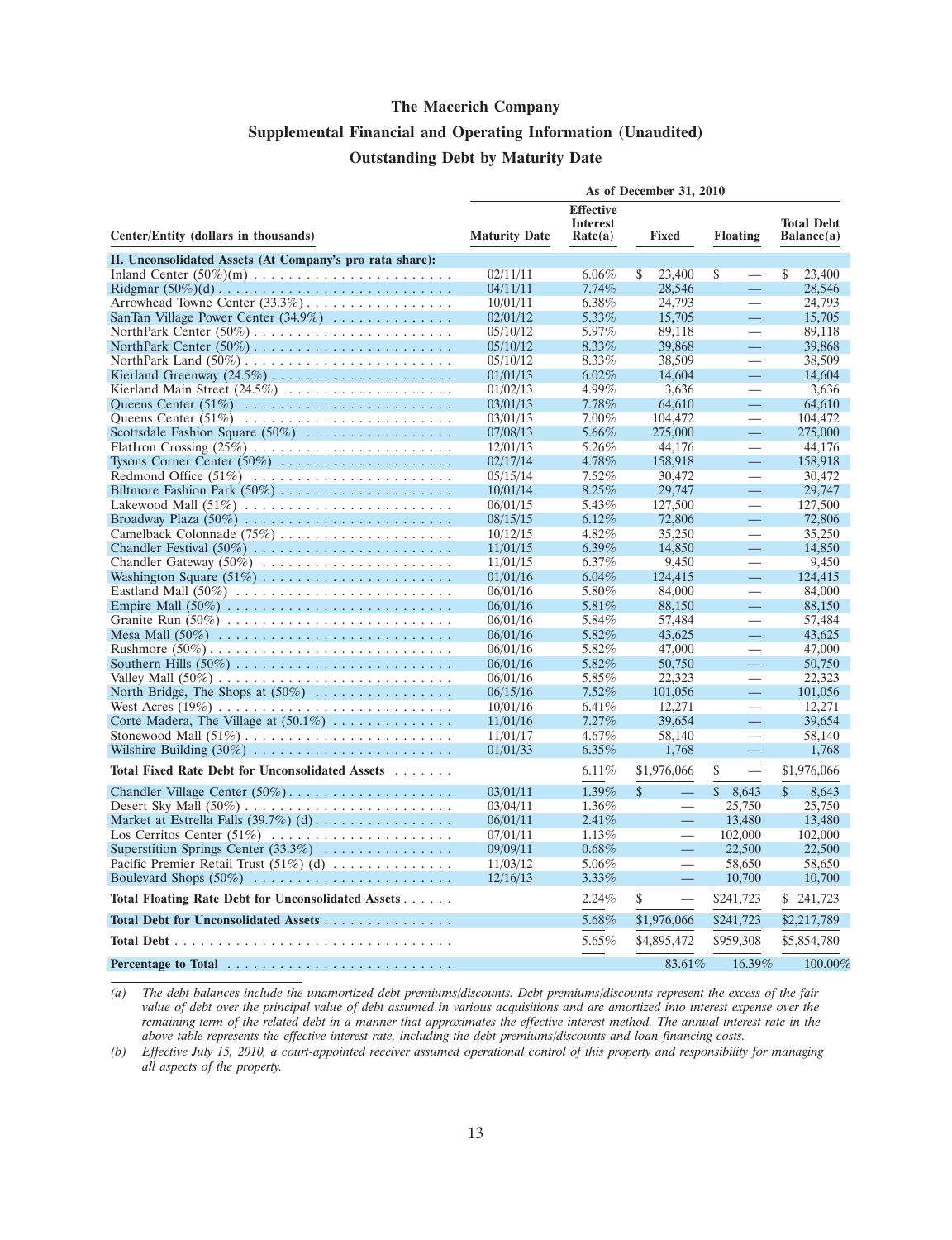# The Macerich Company

## Supplemental Financial and Operating Information (Unaudited)

## Outstanding Debt by Maturity Date

| Center/Entity (dollars in thousands) | Maturity Date | Effective Interest Rate(a) | Fixed | Floating | Total Debt Balance(a) |
|---|---|---|---|---|---|
| | As of December 31, 2010 | | | | |
| **II. Unconsolidated Assets (At Company's pro rata share):** | | | | | |
| Inland Center (50%)(m) | 02/11/11 | 6.06% | $ 23,400 | $ — | $ 23,400 |
| Ridgmar (50%)(d) | 04/11/11 | 7.74% | 28,546 | — | 28,546 |
| Arrowhead Towne Center (33.3%) | 10/01/11 | 6.38% | 24,793 | — | 24,793 |
| SanTan Village Power Center (34.9%) | 02/01/12 | 5.33% | 15,705 | — | 15,705 |
| NorthPark Center (50%) | 05/10/12 | 5.97% | 89,118 | — | 89,118 |
| NorthPark Center (50%) | 05/10/12 | 8.33% | 39,868 | — | 39,868 |
| NorthPark Land (50%) | 05/10/12 | 8.33% | 38,509 | — | 38,509 |
| Kierland Greenway (24.5%) | 01/01/13 | 6.02% | 14,604 | — | 14,604 |
| Kierland Main Street (24.5%) | 01/02/13 | 4.99% | 3,636 | — | 3,636 |
| Queens Center (51%) | 03/01/13 | 7.78% | 64,610 | — | 64,610 |
| Queens Center (51%) | 03/01/13 | 7.00% | 104,472 | — | 104,472 |
| Scottsdale Fashion Square (50%) | 07/08/13 | 5.66% | 275,000 | — | 275,000 |
| FlatIron Crossing (25%) | 12/01/13 | 5.26% | 44,176 | — | 44,176 |
| Tysons Corner Center (50%) | 02/17/14 | 4.78% | 158,918 | — | 158,918 |
| Redmond Office (51%) | 05/15/14 | 7.52% | 30,472 | — | 30,472 |
| Biltmore Fashion Park (50%) | 10/01/14 | 8.25% | 29,747 | — | 29,747 |
| Lakewood Mall (51%) | 06/01/15 | 5.43% | 127,500 | — | 127,500 |
| Broadway Plaza (50%) | 08/15/15 | 6.12% | 72,806 | — | 72,806 |
| Camelback Colonnade (75%) | 10/12/15 | 4.82% | 35,250 | — | 35,250 |
| Chandler Festival (50%) | 11/01/15 | 6.39% | 14,850 | — | 14,850 |
| Chandler Gateway (50%) | 11/01/15 | 6.37% | 9,450 | — | 9,450 |
| Washington Square (51%) | 01/01/16 | 6.04% | 124,415 | — | 124,415 |
| Eastland Mall (50%) | 06/01/16 | 5.80% | 84,000 | — | 84,000 |
| Empire Mall (50%) | 06/01/16 | 5.81% | 88,150 | — | 88,150 |
| Granite Run (50%) | 06/01/16 | 5.84% | 57,484 | — | 57,484 |
| Mesa Mall (50%) | 06/01/16 | 5.82% | 43,625 | — | 43,625 |
| Rushmore (50%) | 06/01/16 | 5.82% | 47,000 | — | 47,000 |
| Southern Hills (50%) | 06/01/16 | 5.82% | 50,750 | — | 50,750 |
| Valley Mall (50%) | 06/01/16 | 5.85% | 22,323 | — | 22,323 |
| North Bridge, The Shops at (50%) | 06/15/16 | 7.52% | 101,056 | — | 101,056 |
| West Acres (19%) | 10/01/16 | 6.41% | 12,271 | — | 12,271 |
| Corte Madera, The Village at (50.1%) | 11/01/16 | 7.27% | 39,654 | — | 39,654 |
| Stonewood Mall (51%) | 11/01/17 | 4.67% | 58,140 | — | 58,140 |
| Wilshire Building (30%) | 01/01/33 | 6.35% | 1,768 | — | 1,768 |
| **Total Fixed Rate Debt for Unconsolidated Assets** | | 6.11% | $1,976,066 | $ — | $1,976,066 |
| Chandler Village Center (50%) | 03/01/11 | 1.39% | $ — | $ 8,643 | $ 8,643 |
| Desert Sky Mall (50%) | 03/04/11 | 1.36% | — | 25,750 | 25,750 |
| Market at Estrella Falls (39.7%) (d) | 06/01/11 | 2.41% | — | 13,480 | 13,480 |
| Los Cerritos Center (51%) | 07/01/11 | 1.13% | — | 102,000 | 102,000 |
| Superstition Springs Center (33.3%) | 09/09/11 | 0.68% | — | 22,500 | 22,500 |
| Pacific Premier Retail Trust (51%) (d) | 11/03/12 | 5.06% | — | 58,650 | 58,650 |
| Boulevard Shops (50%) | 12/16/13 | 3.33% | — | 10,700 | 10,700 |
| **Total Floating Rate Debt for Unconsolidated Assets** | | 2.24% | $ — | $241,723 | $ 241,723 |
| **Total Debt for Unconsolidated Assets** | | 5.68% | $1,976,066 | $241,723 | $2,217,789 |
| **Total Debt** | | 5.65% | $4,895,472 | $959,308 | $5,854,780 |
| **Percentage to Total** | | | 83.61% | 16.39% | 100.00% |

*(a) The debt balances include the unamortized debt premiums/discounts. Debt premiums/discounts represent the excess of the fair value of debt over the principal value of debt assumed in various acquisitions and are amortized into interest expense over the remaining term of the related debt in a manner that approximates the effective interest method. The annual interest rate in the above table represents the effective interest rate, including the debt premiums/discounts and loan financing costs.*

*(b) Effective July 15, 2010, a court-appointed receiver assumed operational control of this property and responsibility for managing all aspects of the property.*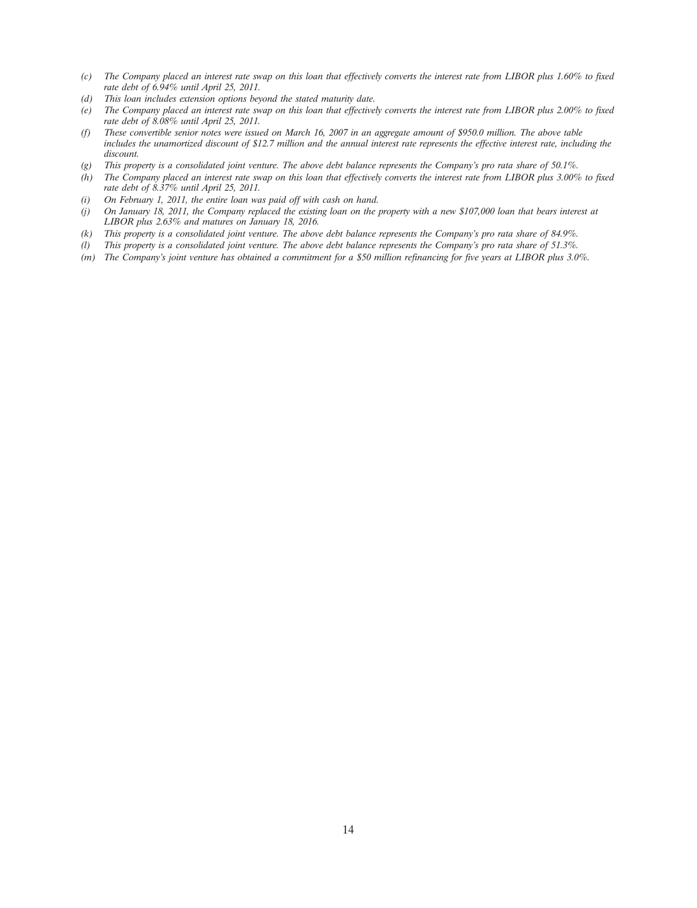*(c) The Company placed an interest rate swap on this loan that effectively converts the interest rate from LIBOR plus 1.60% to fixed rate debt of 6.94% until April 25, 2011.*

*(d) This loan includes extension options beyond the stated maturity date.*

*(e) The Company placed an interest rate swap on this loan that effectively converts the interest rate from LIBOR plus 2.00% to fixed rate debt of 8.08% until April 25, 2011.*

*(f) These convertible senior notes were issued on March 16, 2007 in an aggregate amount of $950.0 million. The above table includes the unamortized discount of $12.7 million and the annual interest rate represents the effective interest rate, including the discount.*

*(g) This property is a consolidated joint venture. The above debt balance represents the Company's pro rata share of 50.1%.*

*(h) The Company placed an interest rate swap on this loan that effectively converts the interest rate from LIBOR plus 3.00% to fixed rate debt of 8.37% until April 25, 2011.*

*(i) On February 1, 2011, the entire loan was paid off with cash on hand.*

*(j) On January 18, 2011, the Company replaced the existing loan on the property with a new $107,000 loan that bears interest at LIBOR plus 2.63% and matures on January 18, 2016.*

*(k) This property is a consolidated joint venture. The above debt balance represents the Company's pro rata share of 84.9%.*

*(l) This property is a consolidated joint venture. The above debt balance represents the Company's pro rata share of 51.3%.*

*(m) The Company's joint venture has obtained a commitment for a $50 million refinancing for five years at LIBOR plus 3.0%.*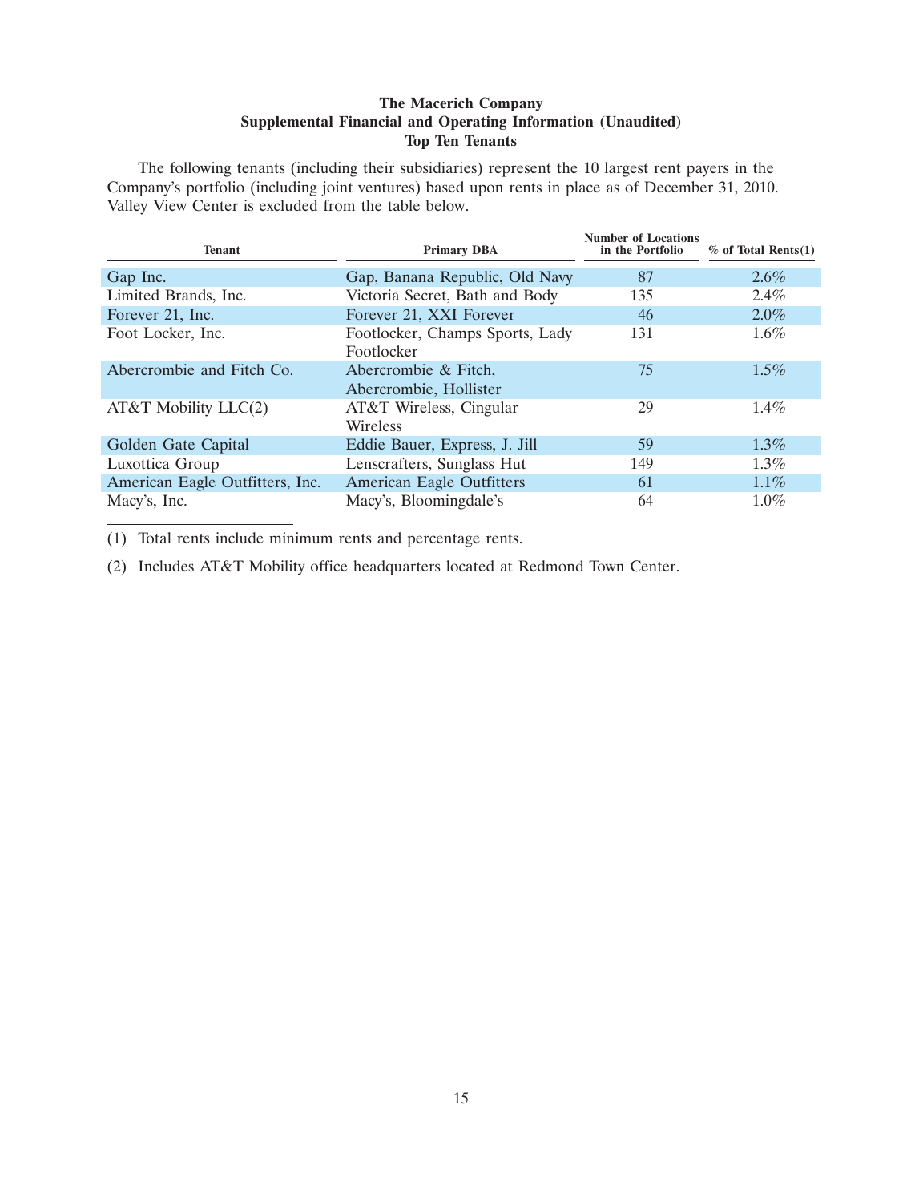**The Macerich Company**
**Supplemental Financial and Operating Information (Unaudited)**
**Top Ten Tenants**

The following tenants (including their subsidiaries) represent the 10 largest rent payers in the Company's portfolio (including joint ventures) based upon rents in place as of December 31, 2010. Valley View Center is excluded from the table below.

| Tenant | Primary DBA | Number of Locations in the Portfolio | % of Total Rents(1) |
|---|---|---|---|
| Gap Inc. | Gap, Banana Republic, Old Navy | 87 | 2.6% |
| Limited Brands, Inc. | Victoria Secret, Bath and Body | 135 | 2.4% |
| Forever 21, Inc. | Forever 21, XXI Forever | 46 | 2.0% |
| Foot Locker, Inc. | Footlocker, Champs Sports, Lady Footlocker | 131 | 1.6% |
| Abercrombie and Fitch Co. | Abercrombie & Fitch, Abercrombie, Hollister | 75 | 1.5% |
| AT&T Mobility LLC(2) | AT&T Wireless, Cingular Wireless | 29 | 1.4% |
| Golden Gate Capital | Eddie Bauer, Express, J. Jill | 59 | 1.3% |
| Luxottica Group | Lenscrafters, Sunglass Hut | 149 | 1.3% |
| American Eagle Outfitters, Inc. | American Eagle Outfitters | 61 | 1.1% |
| Macy's, Inc. | Macy's, Bloomingdale's | 64 | 1.0% |

(1) Total rents include minimum rents and percentage rents.

(2) Includes AT&T Mobility office headquarters located at Redmond Town Center.